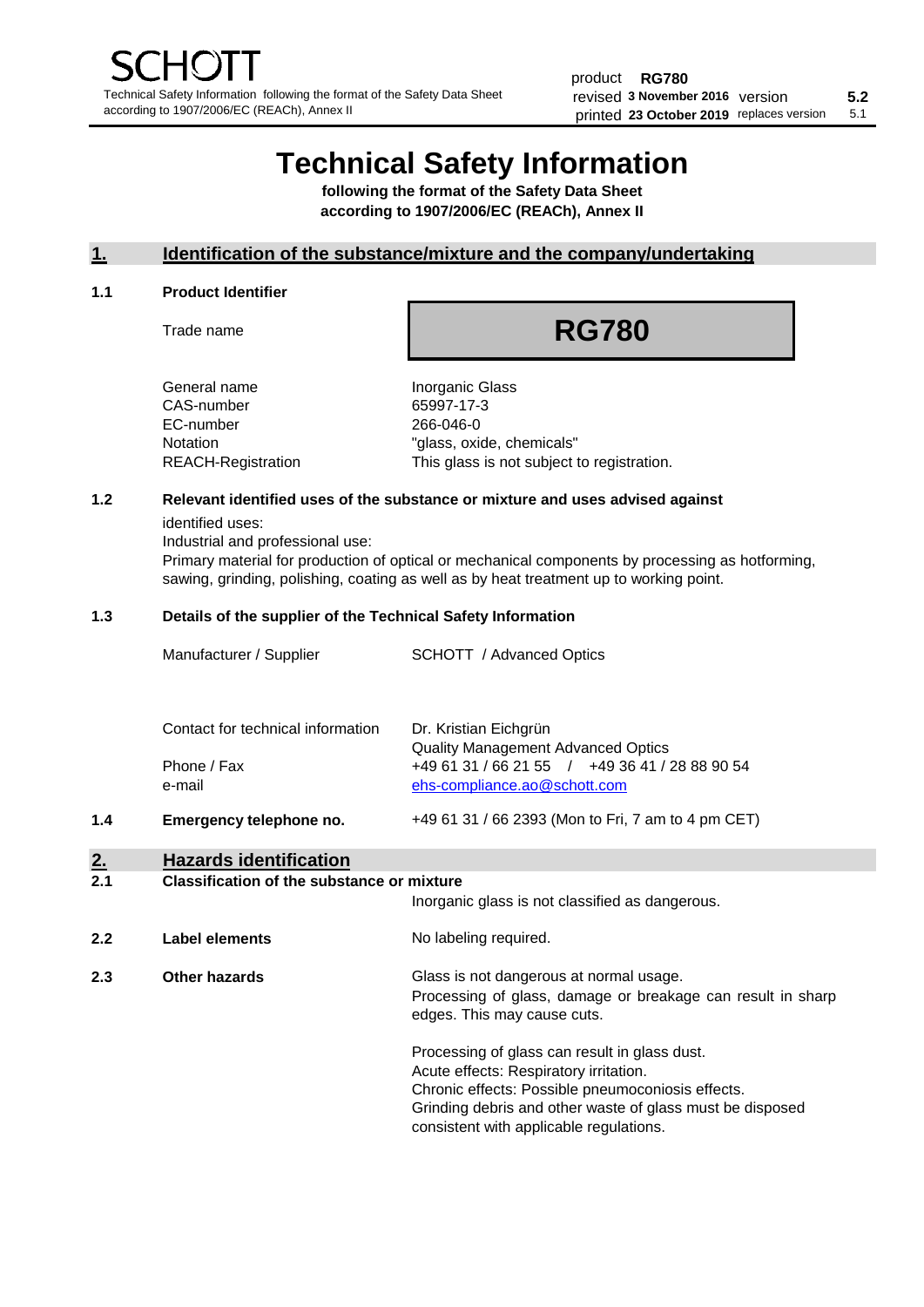# Technical Safety Information

**following the format of the Safety Data Sheet according to 1907/2006/EC (REACh), Annex II**

## 1. Identification of the substance/mixture and the company/undertaking

### 1.1 Product Identifier

| | |
|---|---|
| Trade name | **RG780** |
| General name | Inorganic Glass |
| CAS-number | 65997-17-3 |
| EC-number | 266-046-0 |
| Notation | "glass, oxide, chemicals" |
| REACH-Registration | This glass is not subject to registration. |

### 1.2 Relevant identified uses of the substance or mixture and uses advised against

identified uses:
Industrial and professional use:
Primary material for production of optical or mechanical components by processing as hotforming, sawing, grinding, polishing, coating as well as by heat treatment up to working point.

### 1.3 Details of the supplier of the Technical Safety Information

| | |
|---|---|
| Manufacturer / Supplier | SCHOTT / Advanced Optics |
| Contact for technical information | Dr. Kristian Eichgrün<br>Quality Management Advanced Optics |
| Phone / Fax | +49 61 31 / 66 21 55 / +49 36 41 / 28 88 90 54 |
| e-mail | ehs-compliance.ao@schott.com |

### 1.4 Emergency telephone no.

+49 61 31 / 66 2393 (Mon to Fri, 7 am to 4 pm CET)

## 2. Hazards identification

### 2.1 Classification of the substance or mixture

Inorganic glass is not classified as dangerous.

### 2.2 Label elements

No labeling required.

### 2.3 Other hazards

Glass is not dangerous at normal usage.
Processing of glass, damage or breakage can result in sharp edges. This may cause cuts.

Processing of glass can result in glass dust.
Acute effects: Respiratory irritation.
Chronic effects: Possible pneumoconiosis effects.
Grinding debris and other waste of glass must be disposed consistent with applicable regulations.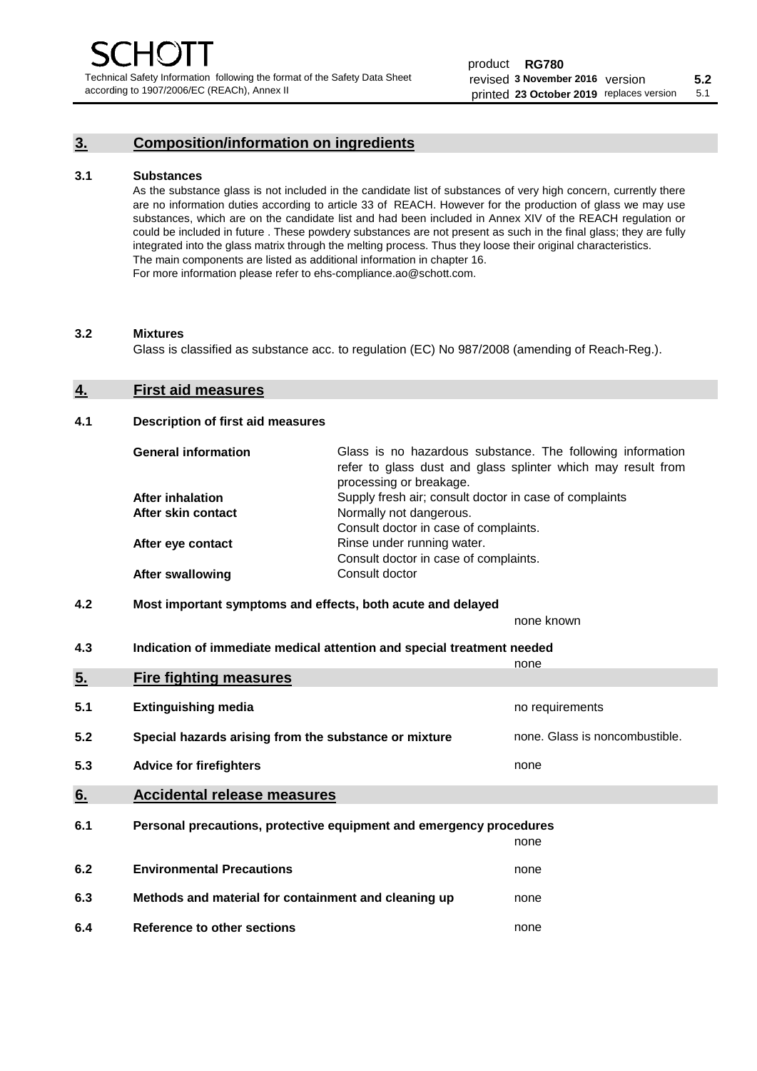## 3. Composition/information on ingredients

### 3.1 Substances

As the substance glass is not included in the candidate list of substances of very high concern, currently there are no information duties according to article 33 of REACH. However for the production of glass we may use substances, which are on the candidate list and had been included in Annex XIV of the REACH regulation or could be included in future . These powdery substances are not present as such in the final glass; they are fully integrated into the glass matrix through the melting process. Thus they loose their original characteristics. The main components are listed as additional information in chapter 16.
For more information please refer to ehs-compliance.ao@schott.com.

### 3.2 Mixtures

Glass is classified as substance acc. to regulation (EC) No 987/2008 (amending of Reach-Reg.).

## 4. First aid measures

### 4.1 Description of first aid measures

| | |
|---|---|
| **General information** | Glass is no hazardous substance. The following information refer to glass dust and glass splinter which may result from processing or breakage. |
| **After inhalation** | Supply fresh air; consult doctor in case of complaints |
| **After skin contact** | Normally not dangerous. Consult doctor in case of complaints. |
| **After eye contact** | Rinse under running water. Consult doctor in case of complaints. |
| **After swallowing** | Consult doctor |

### 4.2 Most important symptoms and effects, both acute and delayed

none known

### 4.3 Indication of immediate medical attention and special treatment needed

none

## 5. Fire fighting measures

| | | |
|---|---|---|
| 5.1 | **Extinguishing media** | no requirements |
| 5.2 | **Special hazards arising from the substance or mixture** | none. Glass is noncombustible. |
| 5.3 | **Advice for firefighters** | none |

## 6. Accidental release measures

| | | |
|---|---|---|
| 6.1 | **Personal precautions, protective equipment and emergency procedures** | none |
| 6.2 | **Environmental Precautions** | none |
| 6.3 | **Methods and material for containment and cleaning up** | none |
| 6.4 | **Reference to other sections** | none |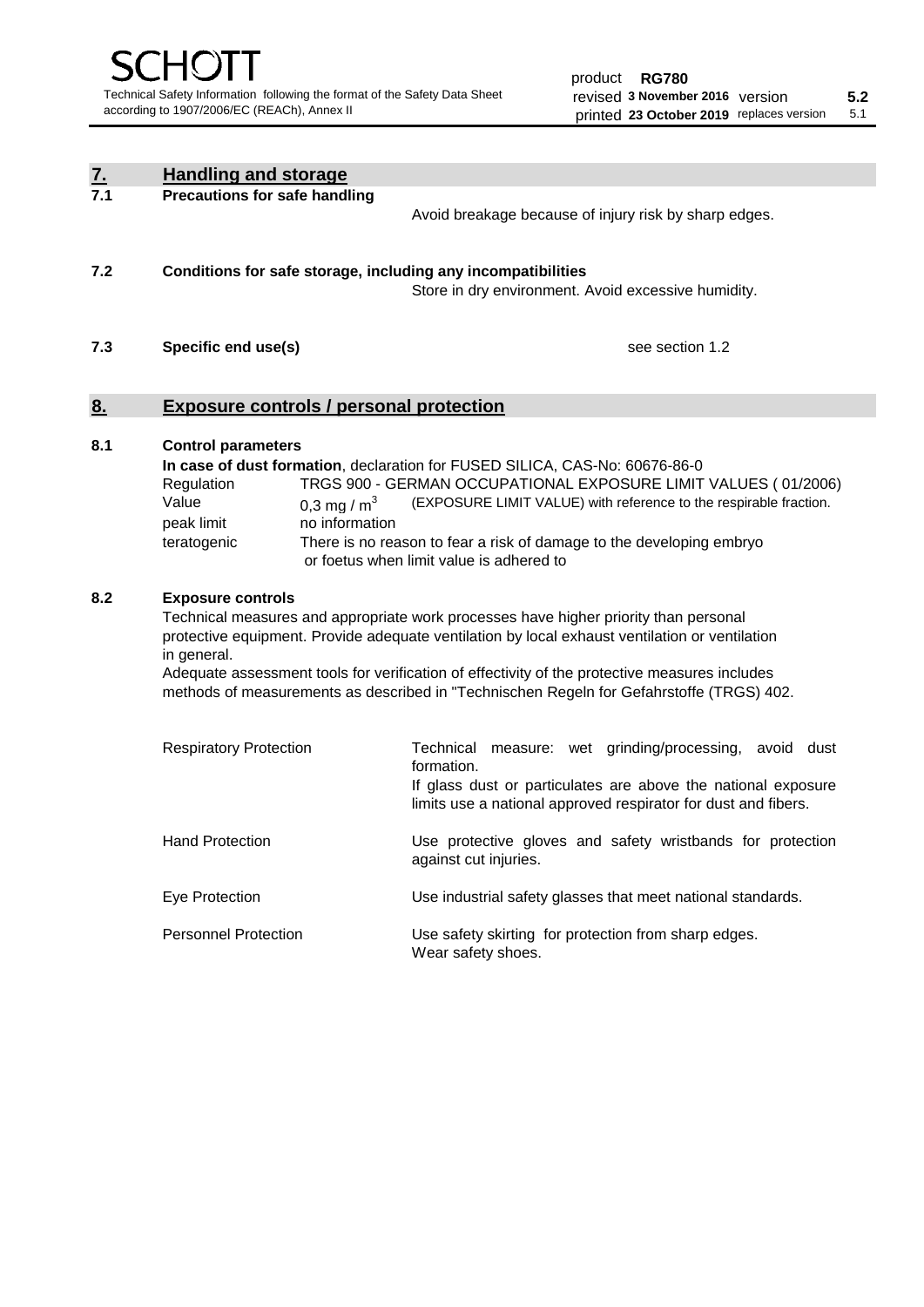## 7. Handling and storage

**7.1 Precautions for safe handling**

Avoid breakage because of injury risk by sharp edges.

**7.2 Conditions for safe storage, including any incompatibilities**

Store in dry environment. Avoid excessive humidity.

**7.3 Specific end use(s)**

see section 1.2

## 8. Exposure controls / personal protection

**8.1 Control parameters**

**In case of dust formation**, declaration for FUSED SILICA, CAS-No: 60676-86-0

| | | |
|---|---|---|
| Regulation | TRGS 900 - GERMAN OCCUPATIONAL EXPOSURE LIMIT VALUES ( 01/2006) | |
| Value | 0,3 mg / $m^3$ | (EXPOSURE LIMIT VALUE) with reference to the respirable fraction. |
| peak limit | no information | |
| teratogenic | There is no reason to fear a risk of damage to the developing embryo or foetus when limit value is adhered to | |

**8.2 Exposure controls**

Technical measures and appropriate work processes have higher priority than personal protective equipment. Provide adequate ventilation by local exhaust ventilation or ventilation in general.

Adequate assessment tools for verification of effectivity of the protective measures includes methods of measurements as described in "Technischen Regeln for Gefahrstoffe (TRGS) 402.

| | |
|---|---|
| Respiratory Protection | Technical measure: wet grinding/processing, avoid dust formation. If glass dust or particulates are above the national exposure limits use a national approved respirator for dust and fibers. |
| Hand Protection | Use protective gloves and safety wristbands for protection against cut injuries. |
| Eye Protection | Use industrial safety glasses that meet national standards. |
| Personnel Protection | Use safety skirting for protection from sharp edges. Wear safety shoes. |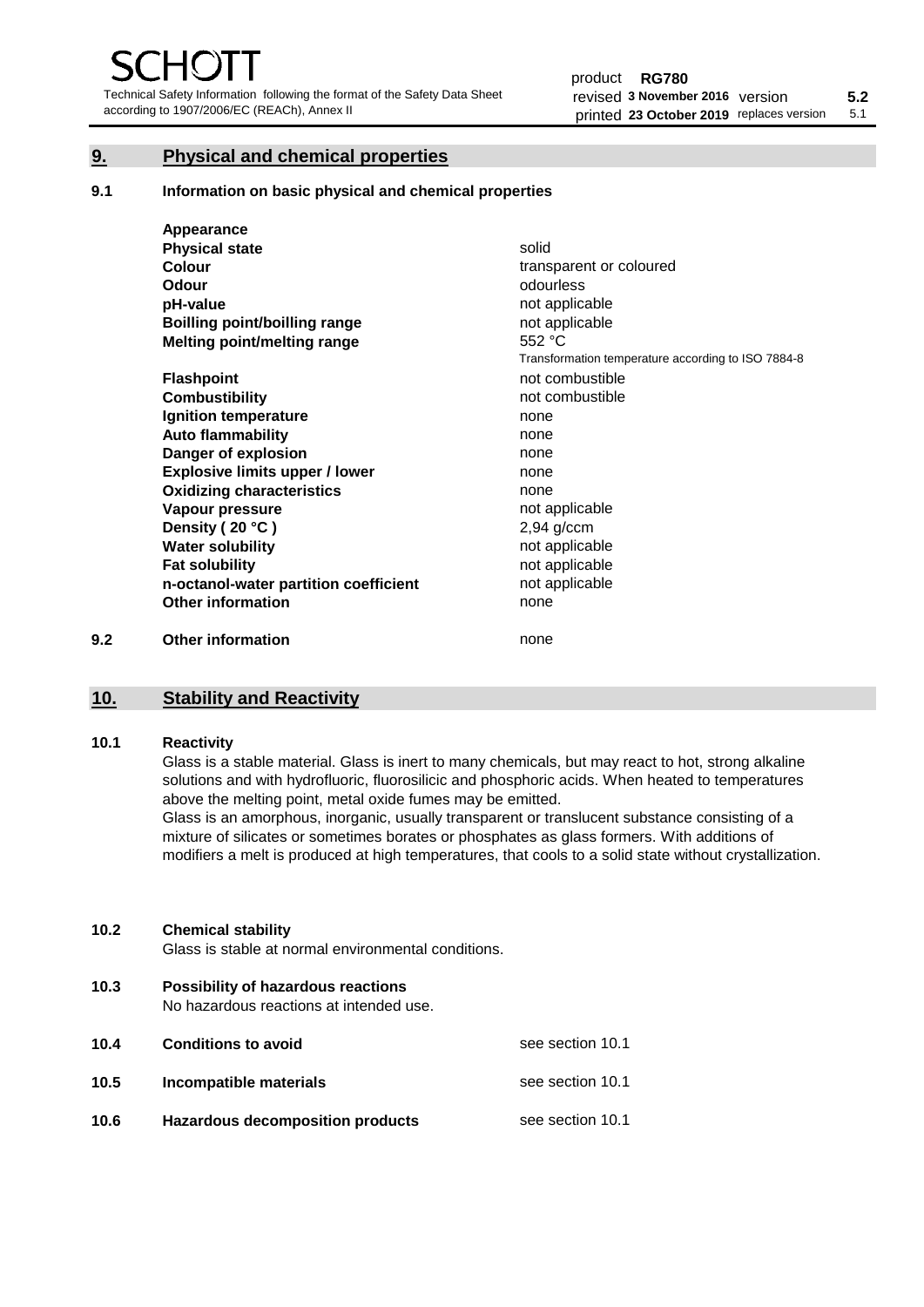## 9. Physical and chemical properties

### 9.1 Information on basic physical and chemical properties

| | |
|---|---|
| **Appearance** | |
| **Physical state** | solid |
| **Colour** | transparent or coloured |
| **Odour** | odourless |
| **pH-value** | not applicable |
| **Boilling point/boilling range** | not applicable |
| **Melting point/melting range** | 552 °C<br>Transformation temperature according to ISO 7884-8 |
| **Flashpoint** | not combustible |
| **Combustibility** | not combustible |
| **Ignition temperature** | none |
| **Auto flammability** | none |
| **Danger of explosion** | none |
| **Explosive limits upper / lower** | none |
| **Oxidizing characteristics** | none |
| **Vapour pressure** | not applicable |
| **Density ( 20 °C )** | 2,94 g/ccm |
| **Water solubility** | not applicable |
| **Fat solubility** | not applicable |
| **n-octanol-water partition coefficient** | not applicable |
| **Other information** | none |

### 9.2 Other information

none

## 10. Stability and Reactivity

### 10.1 Reactivity

Glass is a stable material. Glass is inert to many chemicals, but may react to hot, strong alkaline solutions and with hydrofluoric, fluorosilicic and phosphoric acids. When heated to temperatures above the melting point, metal oxide fumes may be emitted.

Glass is an amorphous, inorganic, usually transparent or translucent substance consisting of a mixture of silicates or sometimes borates or phosphates as glass formers. With additions of modifiers a melt is produced at high temperatures, that cools to a solid state without crystallization.

### 10.2 Chemical stability

Glass is stable at normal environmental conditions.

### 10.3 Possibility of hazardous reactions

No hazardous reactions at intended use.

### 10.4 Conditions to avoid

see section 10.1

### 10.5 Incompatible materials

see section 10.1

### 10.6 Hazardous decomposition products

see section 10.1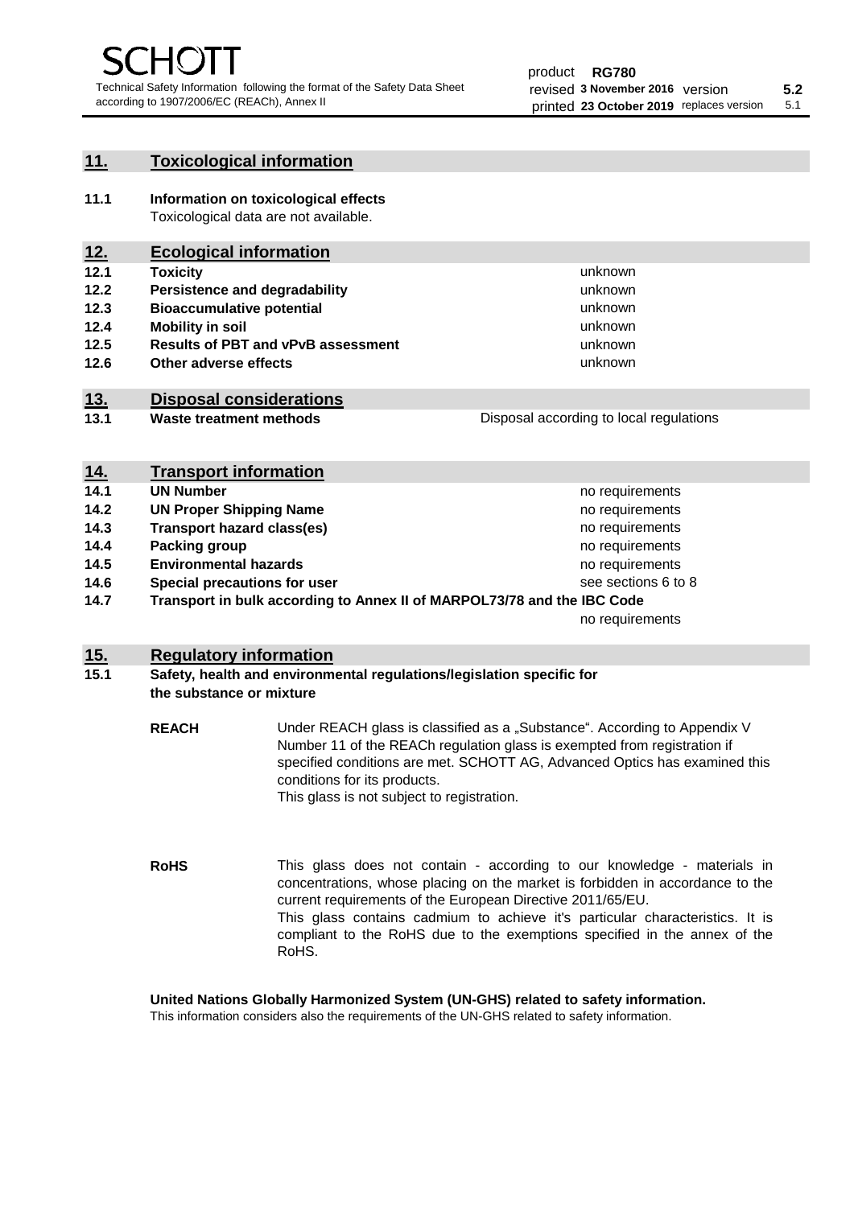## 11. Toxicological information

**11.1 Information on toxicological effects**
Toxicological data are not available.

## 12. Ecological information

| | | |
|---|---|---|
| **12.1** | **Toxicity** | unknown |
| **12.2** | **Persistence and degradability** | unknown |
| **12.3** | **Bioaccumulative potential** | unknown |
| **12.4** | **Mobility in soil** | unknown |
| **12.5** | **Results of PBT and vPvB assessment** | unknown |
| **12.6** | **Other adverse effects** | unknown |

## 13. Disposal considerations

| | | |
|---|---|---|
| **13.1** | **Waste treatment methods** | Disposal according to local regulations |

## 14. Transport information

| | | |
|---|---|---|
| **14.1** | **UN Number** | no requirements |
| **14.2** | **UN Proper Shipping Name** | no requirements |
| **14.3** | **Transport hazard class(es)** | no requirements |
| **14.4** | **Packing group** | no requirements |
| **14.5** | **Environmental hazards** | no requirements |
| **14.6** | **Special precautions for user** | see sections 6 to 8 |
| **14.7** | **Transport in bulk according to Annex II of MARPOL73/78 and the IBC Code** | no requirements |

## 15. Regulatory information

**15.1 Safety, health and environmental regulations/legislation specific for the substance or mixture**

**REACH** Under REACH glass is classified as a „Substance“. According to Appendix V Number 11 of the REACh regulation glass is exempted from registration if specified conditions are met. SCHOTT AG, Advanced Optics has examined this conditions for its products.
This glass is not subject to registration.

**RoHS** This glass does not contain - according to our knowledge - materials in concentrations, whose placing on the market is forbidden in accordance to the current requirements of the European Directive 2011/65/EU.
This glass contains cadmium to achieve it's particular characteristics. It is compliant to the RoHS due to the exemptions specified in the annex of the RoHS.

**United Nations Globally Harmonized System (UN-GHS) related to safety information.**
This information considers also the requirements of the UN-GHS related to safety information.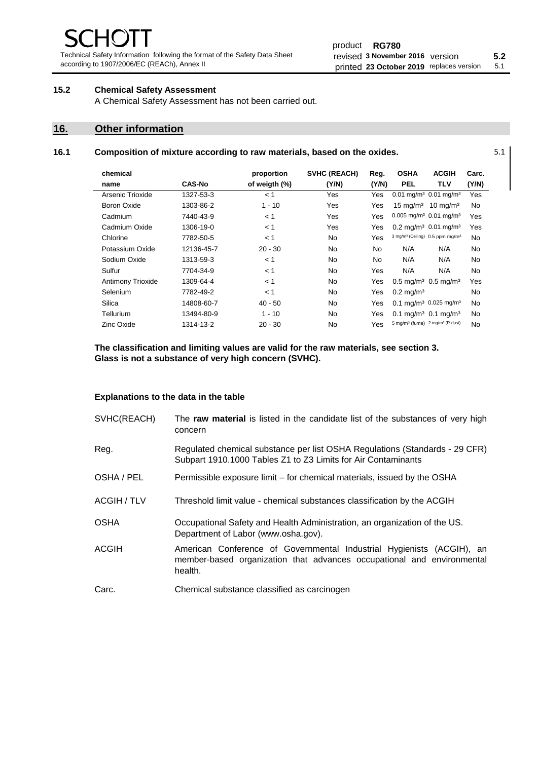### 15.2 Chemical Safety Assessment

A Chemical Safety Assessment has not been carried out.

## 16. Other information

### 16.1 Composition of mixture according to raw materials, based on the oxides. 

5.1

| chemical name | CAS-No | proportion of weigth (%) | SVHC (REACH) (Y/N) | Reg. (Y/N) | OSHA PEL | ACGIH TLV | Carc. (Y/N) |
|---|---|---|---|---|---|---|---|
| Arsenic Trioxide | 1327-53-3 | < 1 | Yes | Yes | 0.01 mg/m³ | 0.01 mg/m³ | Yes |
| Boron Oxide | 1303-86-2 | 1 - 10 | Yes | Yes | 15 mg/m³ | 10 mg/m³ | No |
| Cadmium | 7440-43-9 | < 1 | Yes | Yes | 0.005 mg/m³ | 0.01 mg/m³ | Yes |
| Cadmium Oxide | 1306-19-0 | < 1 | Yes | Yes | 0.2 mg/m³ | 0.01 mg/m³ | Yes |
| Chlorine | 7782-50-5 | < 1 | No | Yes | 3 mg/m³ (Ceiling) | 0.5 ppm mg/m³ | No |
| Potassium Oxide | 12136-45-7 | 20 - 30 | No | No | N/A | N/A | No |
| Sodium Oxide | 1313-59-3 | < 1 | No | No | N/A | N/A | No |
| Sulfur | 7704-34-9 | < 1 | No | Yes | N/A | N/A | No |
| Antimony Trioxide | 1309-64-4 | < 1 | No | Yes | 0.5 mg/m³ | 0.5 mg/m³ | Yes |
| Selenium | 7782-49-2 | < 1 | No | Yes | 0.2 mg/m³ | | No |
| Silica | 14808-60-7 | 40 - 50 | No | Yes | 0.1 mg/m³ | 0.025 mg/m³ | No |
| Tellurium | 13494-80-9 | 1 - 10 | No | Yes | 0.1 mg/m³ | 0.1 mg/m³ | No |
| Zinc Oxide | 1314-13-2 | 20 - 30 | No | Yes | 5 mg/m³ (fume) | 2 mg/m³ (R dust) | No |

**The classification and limiting values are valid for the raw materials, see section 3.**
**Glass is not a substance of very high concern (SVHC).**

**Explanations to the data in the table**

| | |
|---|---|
| SVHC(REACH) | The **raw material** is listed in the candidate list of the substances of very high concern |
| Reg. | Regulated chemical substance per list OSHA Regulations (Standards - 29 CFR) Subpart 1910.1000 Tables Z1 to Z3 Limits for Air Contaminants |
| OSHA / PEL | Permissible exposure limit – for chemical materials, issued by the OSHA |
| ACGIH / TLV | Threshold limit value - chemical substances classification by the ACGIH |
| OSHA | Occupational Safety and Health Administration, an organization of the US. Department of Labor (www.osha.gov). |
| ACGIH | American Conference of Governmental Industrial Hygienists (ACGIH), an member-based organization that advances occupational and environmental health. |
| Carc. | Chemical substance classified as carcinogen |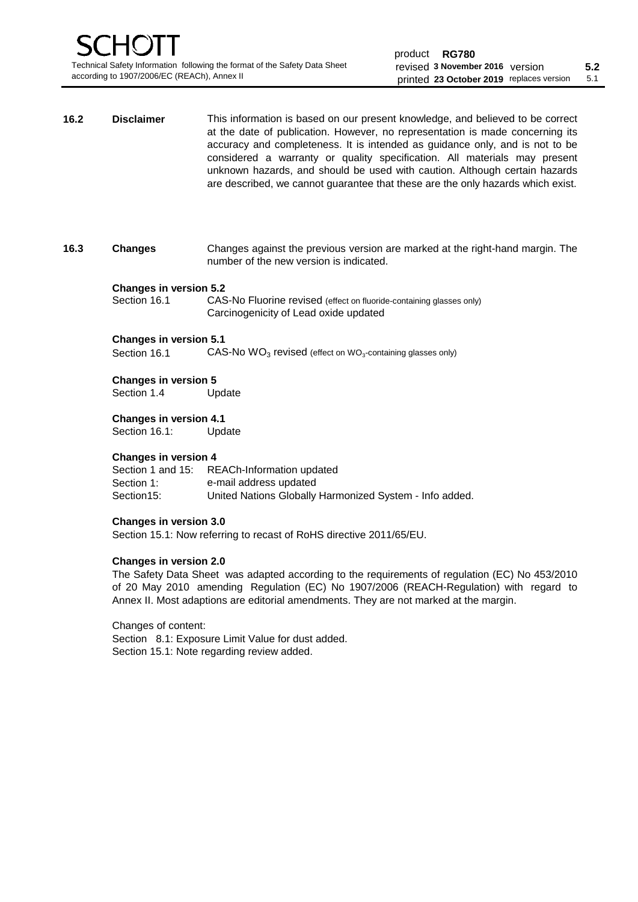**16.2 Disclaimer**

This information is based on our present knowledge, and believed to be correct at the date of publication. However, no representation is made concerning its accuracy and completeness. It is intended as guidance only, and is not to be considered a warranty or quality specification. All materials may present unknown hazards, and should be used with caution. Although certain hazards are described, we cannot guarantee that these are the only hazards which exist.

**16.3 Changes**

Changes against the previous version are marked at the right-hand margin. The number of the new version is indicated.

**Changes in version 5.2**

Section 16.1 CAS-No Fluorine revised (effect on fluoride-containing glasses only)
Carcinogenicity of Lead oxide updated

**Changes in version 5.1**

Section 16.1 CAS-No $WO_3$ revised (effect on $WO_3$-containing glasses only)

**Changes in version 5**

Section 1.4 Update

**Changes in version 4.1**

Section 16.1: Update

**Changes in version 4**

Section 1 and 15: REACh-Information updated
Section 1: e-mail address updated
Section15: United Nations Globally Harmonized System - Info added.

**Changes in version 3.0**

Section 15.1: Now referring to recast of RoHS directive 2011/65/EU.

**Changes in version 2.0**

The Safety Data Sheet was adapted according to the requirements of regulation (EC) No 453/2010 of 20 May 2010 amending Regulation (EC) No 1907/2006 (REACH-Regulation) with regard to Annex II. Most adaptions are editorial amendments. They are not marked at the margin.

Changes of content:
Section 8.1: Exposure Limit Value for dust added.
Section 15.1: Note regarding review added.